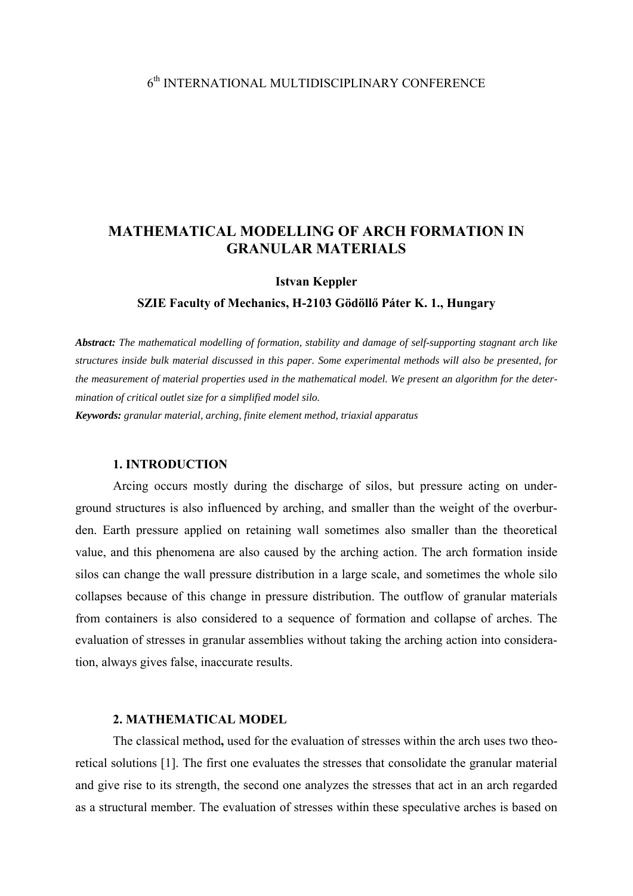6th INTERNATIONAL MULTIDISCIPLINARY CONFERENCE

# MATHEMATICAL MODELLING OF ARCH FORMATION IN GRANULAR MATERIALS

**Istvan Keppler**

**SZIE Faculty of Mechanics, H-2103 Gödöllő Páter K. 1., Hungary**

***Abstract:*** *The mathematical modelling of formation, stability and damage of self-supporting stagnant arch like structures inside bulk material discussed in this paper. Some experimental methods will also be presented, for the measurement of material properties used in the mathematical model. We present an algorithm for the determination of critical outlet size for a simplified model silo.*

***Keywords:*** *granular material, arching, finite element method, triaxial apparatus*

## 1. INTRODUCTION

Arcing occurs mostly during the discharge of silos, but pressure acting on underground structures is also influenced by arching, and smaller than the weight of the overburden. Earth pressure applied on retaining wall sometimes also smaller than the theoretical value, and this phenomena are also caused by the arching action. The arch formation inside silos can change the wall pressure distribution in a large scale, and sometimes the whole silo collapses because of this change in pressure distribution. The outflow of granular materials from containers is also considered to a sequence of formation and collapse of arches. The evaluation of stresses in granular assemblies without taking the arching action into consideration, always gives false, inaccurate results.

## 2. MATHEMATICAL MODEL

The classical method**,** used for the evaluation of stresses within the arch uses two theoretical solutions [1]. The first one evaluates the stresses that consolidate the granular material and give rise to its strength, the second one analyzes the stresses that act in an arch regarded as a structural member. The evaluation of stresses within these speculative arches is based on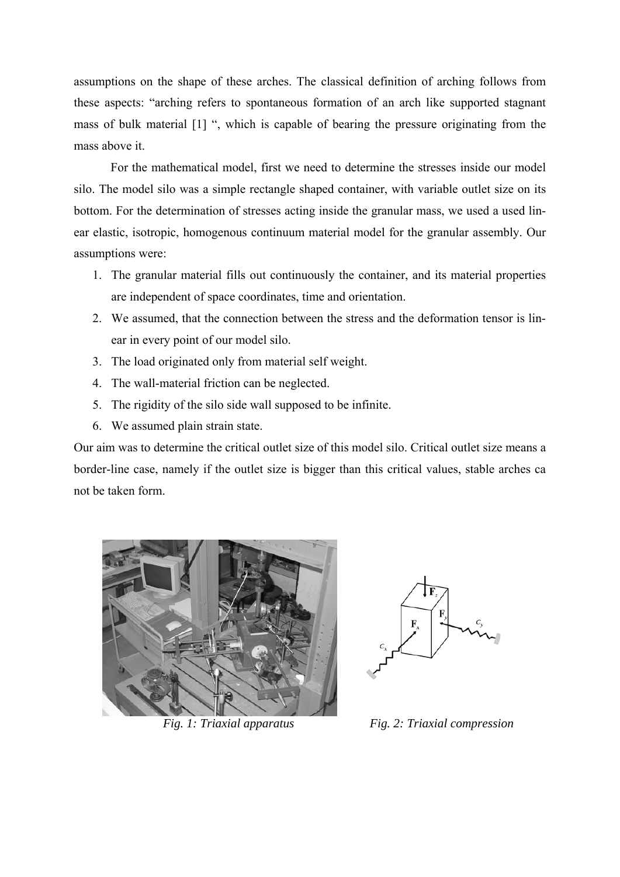assumptions on the shape of these arches. The classical definition of arching follows from these aspects: "arching refers to spontaneous formation of an arch like supported stagnant mass of bulk material [1] ", which is capable of bearing the pressure originating from the mass above it.

For the mathematical model, first we need to determine the stresses inside our model silo. The model silo was a simple rectangle shaped container, with variable outlet size on its bottom. For the determination of stresses acting inside the granular mass, we used a used linear elastic, isotropic, homogenous continuum material model for the granular assembly. Our assumptions were:

1. The granular material fills out continuously the container, and its material properties are independent of space coordinates, time and orientation.
2. We assumed, that the connection between the stress and the deformation tensor is linear in every point of our model silo.
3. The load originated only from material self weight.
4. The wall-material friction can be neglected.
5. The rigidity of the silo side wall supposed to be infinite.
6. We assumed plain strain state.

Our aim was to determine the critical outlet size of this model silo. Critical outlet size means a border-line case, namely if the outlet size is bigger than this critical values, stable arches ca not be taken form.

*Fig. 1: Triaxial apparatus*

*Fig. 2: Triaxial compression*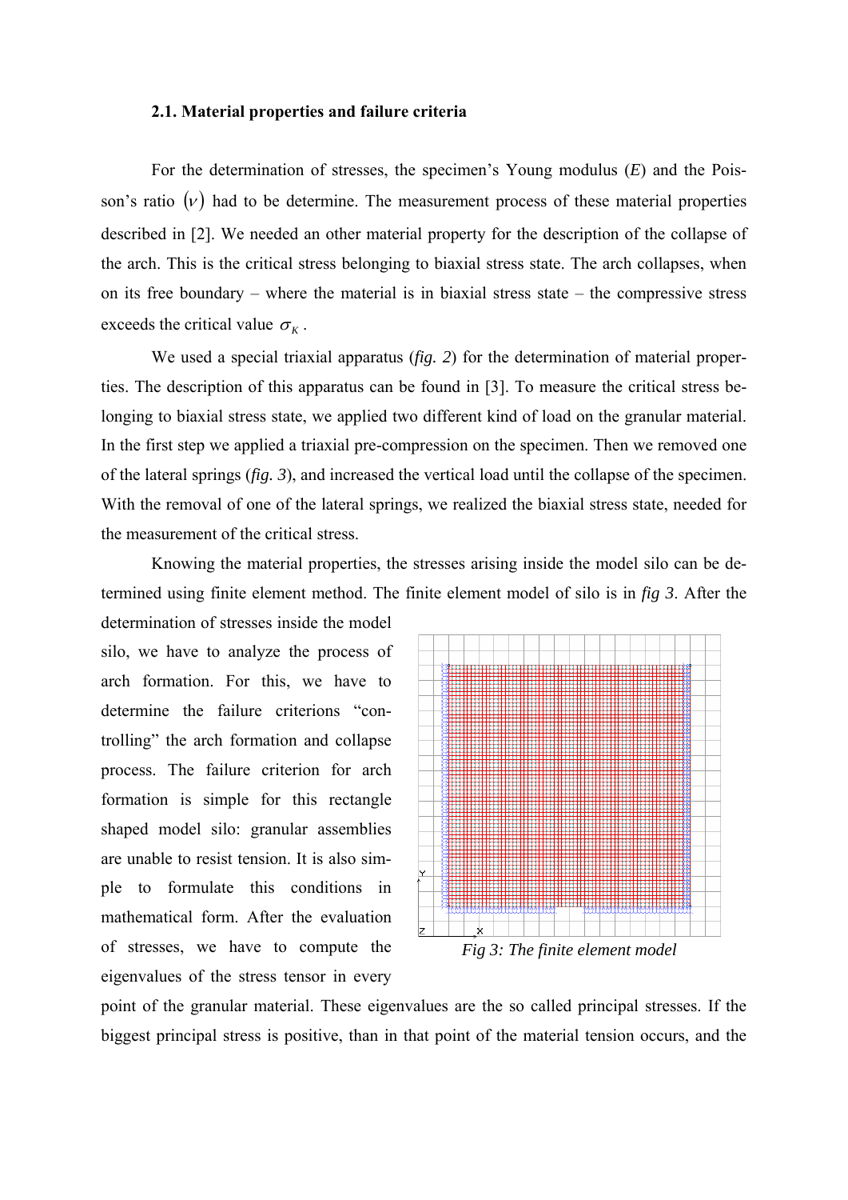### 2.1. Material properties and failure criteria

For the determination of stresses, the specimen's Young modulus (*E*) and the Poisson's ratio $(\nu)$ had to be determine. The measurement process of these material properties described in [2]. We needed an other material property for the description of the collapse of the arch. This is the critical stress belonging to biaxial stress state. The arch collapses, when on its free boundary – where the material is in biaxial stress state – the compressive stress exceeds the critical value $\sigma_K$.

We used a special triaxial apparatus (*fig. 2*) for the determination of material properties. The description of this apparatus can be found in [3]. To measure the critical stress belonging to biaxial stress state, we applied two different kind of load on the granular material. In the first step we applied a triaxial pre-compression on the specimen. Then we removed one of the lateral springs (*fig. 3*), and increased the vertical load until the collapse of the specimen. With the removal of one of the lateral springs, we realized the biaxial stress state, needed for the measurement of the critical stress.

Knowing the material properties, the stresses arising inside the model silo can be determined using finite element method. The finite element model of silo is in *fig 3*. After the determination of stresses inside the model silo, we have to analyze the process of arch formation. For this, we have to determine the failure criterions "controlling" the arch formation and collapse process. The failure criterion for arch formation is simple for this rectangle shaped model silo: granular assemblies are unable to resist tension. It is also simple to formulate this conditions in mathematical form. After the evaluation of stresses, we have to compute the eigenvalues of the stress tensor in every point of the granular material. These eigenvalues are the so called principal stresses. If the biggest principal stress is positive, than in that point of the material tension occurs, and the

*Fig 3: The finite element model*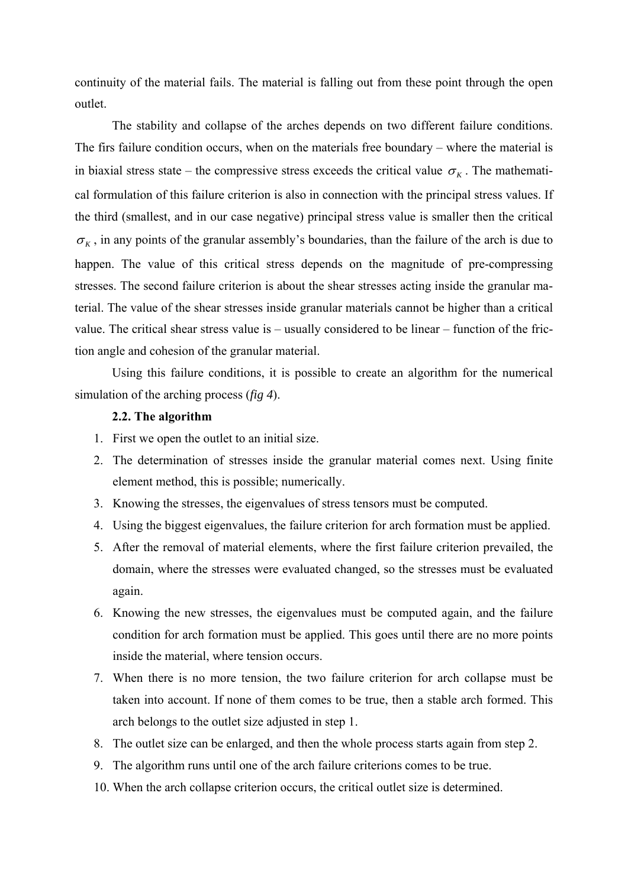continuity of the material fails. The material is falling out from these point through the open outlet.

The stability and collapse of the arches depends on two different failure conditions. The firs failure condition occurs, when on the materials free boundary – where the material is in biaxial stress state – the compressive stress exceeds the critical value $\sigma_K$. The mathematical formulation of this failure criterion is also in connection with the principal stress values. If the third (smallest, and in our case negative) principal stress value is smaller then the critical $\sigma_K$, in any points of the granular assembly's boundaries, than the failure of the arch is due to happen. The value of this critical stress depends on the magnitude of pre-compressing stresses. The second failure criterion is about the shear stresses acting inside the granular material. The value of the shear stresses inside granular materials cannot be higher than a critical value. The critical shear stress value is – usually considered to be linear – function of the friction angle and cohesion of the granular material.

Using this failure conditions, it is possible to create an algorithm for the numerical simulation of the arching process (*fig 4*).

### 2.2. The algorithm

1. First we open the outlet to an initial size.
2. The determination of stresses inside the granular material comes next. Using finite element method, this is possible; numerically.
3. Knowing the stresses, the eigenvalues of stress tensors must be computed.
4. Using the biggest eigenvalues, the failure criterion for arch formation must be applied.
5. After the removal of material elements, where the first failure criterion prevailed, the domain, where the stresses were evaluated changed, so the stresses must be evaluated again.
6. Knowing the new stresses, the eigenvalues must be computed again, and the failure condition for arch formation must be applied. This goes until there are no more points inside the material, where tension occurs.
7. When there is no more tension, the two failure criterion for arch collapse must be taken into account. If none of them comes to be true, then a stable arch formed. This arch belongs to the outlet size adjusted in step 1.
8. The outlet size can be enlarged, and then the whole process starts again from step 2.
9. The algorithm runs until one of the arch failure criterions comes to be true.
10. When the arch collapse criterion occurs, the critical outlet size is determined.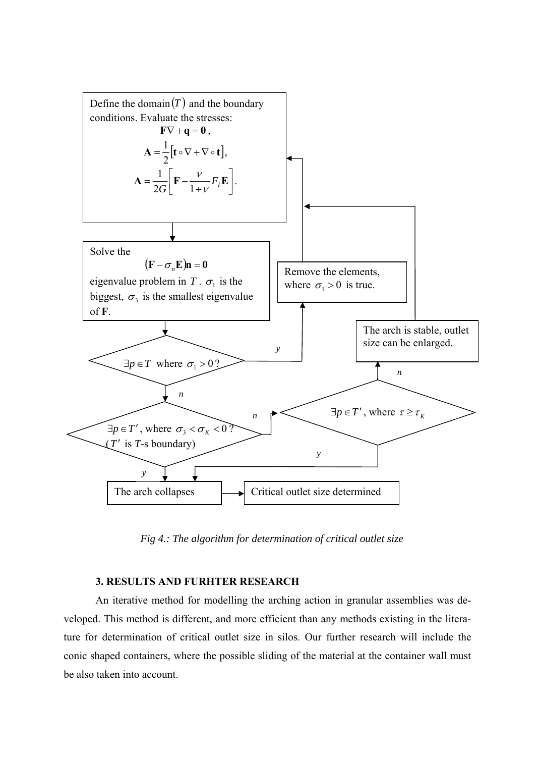Define the domain $(T)$ and the boundary conditions. Evaluate the stresses:

$$\mathbf{F}\nabla + \mathbf{q} = \mathbf{0},$$

$$\mathbf{A} = \frac{1}{2}\left[\mathbf{t} \circ \nabla + \nabla \circ \mathbf{t}\right],$$

$$\mathbf{A} = \frac{1}{2G}\left[\mathbf{F} - \frac{\nu}{1+\nu} F_I \mathbf{E}\right].$$

Solve the

$$(\mathbf{F} - \sigma_n \mathbf{E})\mathbf{n} = \mathbf{0}$$

eigenvalue problem in $T$. $\sigma_1$ is the biggest, $\sigma_3$ is the smallest eigenvalue of **F**.

$\exists p \in T$ where $\sigma_1 > 0$?
- *y*: Remove the elements, where $\sigma_1 > 0$ is true. (→ back to domain definition)
- *n*: $\exists p \in T'$, where $\sigma_3 < \sigma_K < 0$? ($T'$ is *T*-s boundary)
  - *y*: The arch collapses → Critical outlet size determined
  - *n*: $\exists p \in T'$, where $\tau \geq \tau_K$
    - *y*: The arch collapses → Critical outlet size determined
    - *n*: The arch is stable, outlet size can be enlarged. (→ back to domain definition)

*Fig 4.: The algorithm for determination of critical outlet size*

### 3. RESULTS AND FURHTER RESEARCH

An iterative method for modelling the arching action in granular assemblies was developed. This method is different, and more efficient than any methods existing in the literature for determination of critical outlet size in silos. Our further research will include the conic shaped containers, where the possible sliding of the material at the container wall must be also taken into account.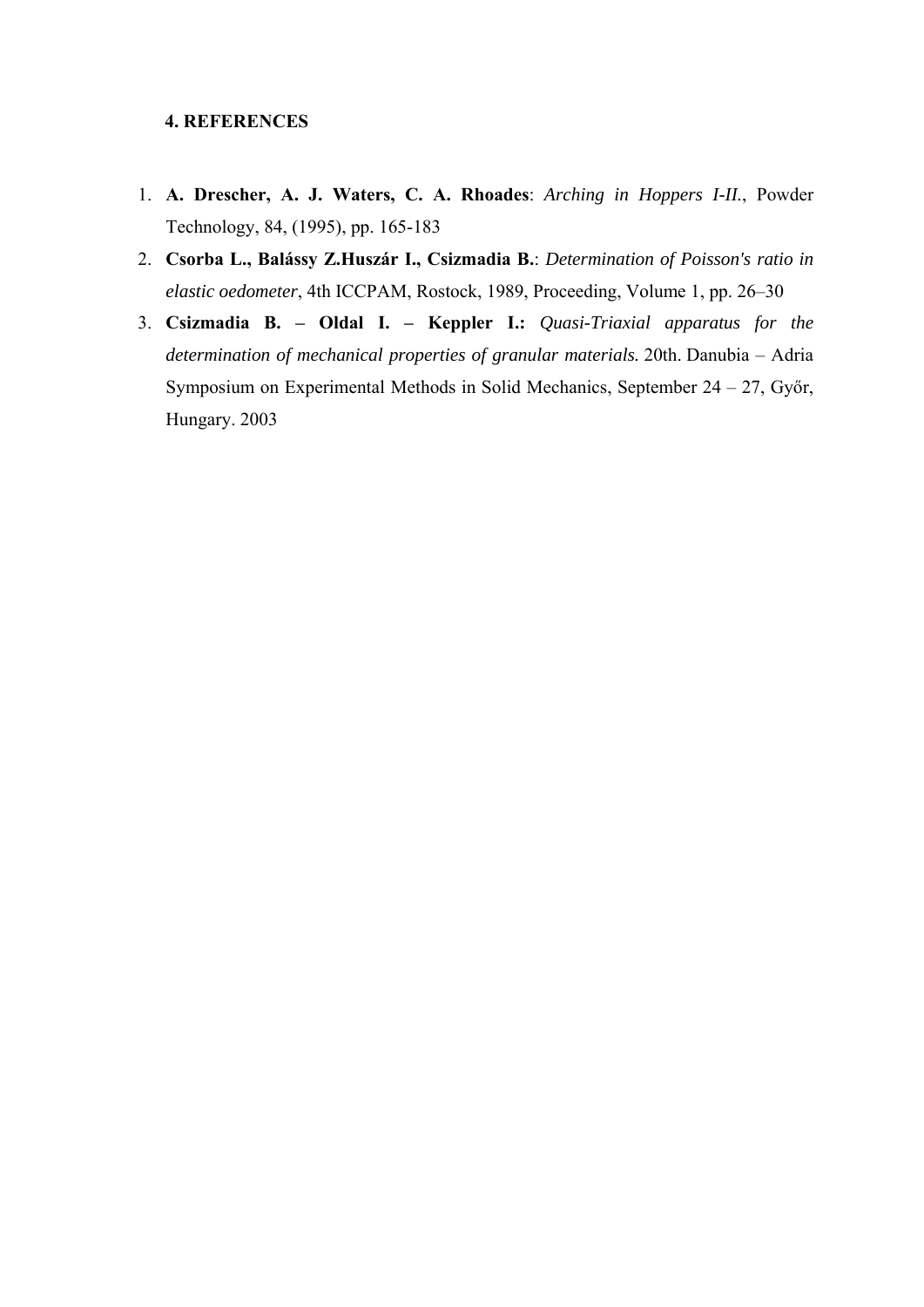## 4. REFERENCES

1. **A. Drescher, A. J. Waters, C. A. Rhoades**: *Arching in Hoppers I-II.*, Powder Technology, 84, (1995), pp. 165-183
2. **Csorba L., Balássy Z.Huszár I., Csizmadia B.**: *Determination of Poisson's ratio in elastic oedometer*, 4th ICCPAM, Rostock, 1989, Proceeding, Volume 1, pp. 26–30
3. **Csizmadia B. – Oldal I. – Keppler I.:** *Quasi-Triaxial apparatus for the determination of mechanical properties of granular materials.* 20th. Danubia – Adria Symposium on Experimental Methods in Solid Mechanics, September 24 – 27, Győr, Hungary. 2003